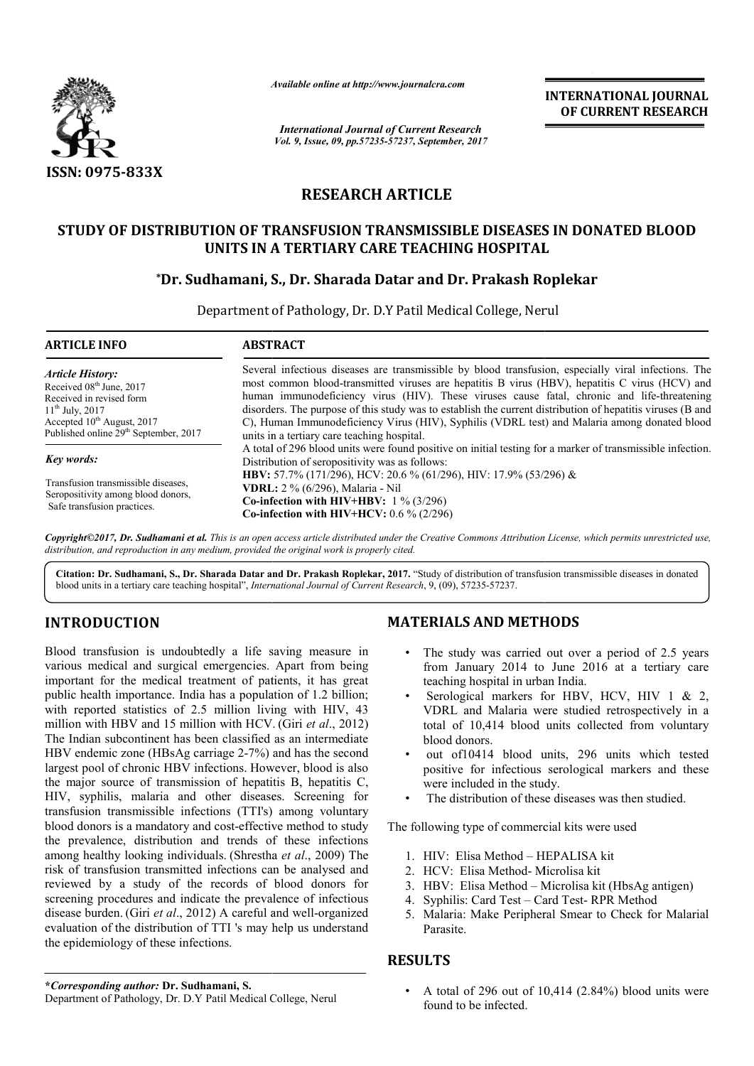# RESEARCH ARTICLE

## STUDY OF DISTRIBUTION OF TRANSFUSION TRANSMISSIBLE DISEASES IN DONATED BLOOD UNITS IN A TERTIARY CARE TEACHING HOSPITAL

**\*Dr. Sudhamani, S., Dr. Sharada Datar and Dr. Prakash Roplekar**

Department of Pathology, Dr. D.Y Patil Medical College, Nerul

### ARTICLE INFO

*Article History:*
Received 08[th] June, 2017
Received in revised form
11[th] July, 2017
Accepted 10[th] August, 2017
Published online 29[th] September, 2017

*Key words:*

Transfusion transmissible diseases, Seropositivity among blood donors, Safe transfusion practices.

### ABSTRACT

Several infectious diseases are transmissible by blood transfusion, especially viral infections. The most common blood-transmitted viruses are hepatitis B virus (HBV), hepatitis C virus (HCV) and human immunodeficiency virus (HIV). These viruses cause fatal, chronic and life-threatening disorders. The purpose of this study was to establish the current distribution of hepatitis viruses (B and C), Human Immunodeficiency Virus (HIV), Syphilis (VDRL test) and Malaria among donated blood units in a tertiary care teaching hospital.

A total of 296 blood units were found positive on initial testing for a marker of transmissible infection. Distribution of seropositivity was as follows:

**HBV:** 57.7% (171/296), HCV: 20.6 % (61/296), HIV: 17.9% (53/296) &
**VDRL:** 2 % (6/296), Malaria - Nil
**Co-infection with HIV+HBV:** 1 % (3/296)
**Co-infection with HIV+HCV:** 0.6 % (2/296)

*Copyright©2017, Dr. Sudhamani et al. This is an open access article distributed under the Creative Commons Attribution License, which permits unrestricted use, distribution, and reproduction in any medium, provided the original work is properly cited.*

**Citation: Dr. Sudhamani, S., Dr. Sharada Datar and Dr. Prakash Roplekar, 2017.** "Study of distribution of transfusion transmissible diseases in donated blood units in a tertiary care teaching hospital", *International Journal of Current Research*, 9, (09), 57235-57237.

## INTRODUCTION

Blood transfusion is undoubtedly a life saving measure in various medical and surgical emergencies. Apart from being important for the medical treatment of patients, it has great public health importance. India has a population of 1.2 billion; with reported statistics of 2.5 million living with HIV, 43 million with HBV and 15 million with HCV. (Giri *et al*., 2012) The Indian subcontinent has been classified as an intermediate HBV endemic zone (HBsAg carriage 2-7%) and has the second largest pool of chronic HBV infections. However, blood is also the major source of transmission of hepatitis B, hepatitis C, HIV, syphilis, malaria and other diseases. Screening for transfusion transmissible infections (TTI's) among voluntary blood donors is a mandatory and cost-effective method to study the prevalence, distribution and trends of these infections among healthy looking individuals. (Shrestha *et al*., 2009) The risk of transfusion transmitted infections can be analysed and reviewed by a study of the records of blood donors for screening procedures and indicate the prevalence of infectious disease burden. (Giri *et al*., 2012) A careful and well-organized evaluation of the distribution of TTI 's may help us understand the epidemiology of these infections.

## MATERIALS AND METHODS

- The study was carried out over a period of 2.5 years from January 2014 to June 2016 at a tertiary care teaching hospital in urban India.
- Serological markers for HBV, HCV, HIV 1 & 2, VDRL and Malaria were studied retrospectively in a total of 10,414 blood units collected from voluntary blood donors.
- out of10414 blood units, 296 units which tested positive for infectious serological markers and these were included in the study.
- The distribution of these diseases was then studied.

The following type of commercial kits were used

1. HIV: Elisa Method – HEPALISA kit
2. HCV: Elisa Method- Microlisa kit
3. HBV: Elisa Method – Microlisa kit (HbsAg antigen)
4. Syphilis: Card Test – Card Test- RPR Method
5. Malaria: Make Peripheral Smear to Check for Malarial Parasite.

## RESULTS

- A total of 296 out of 10,414 (2.84%) blood units were found to be infected.

**\*Corresponding author: Dr. Sudhamani, S.**
Department of Pathology, Dr. D.Y Patil Medical College, Nerul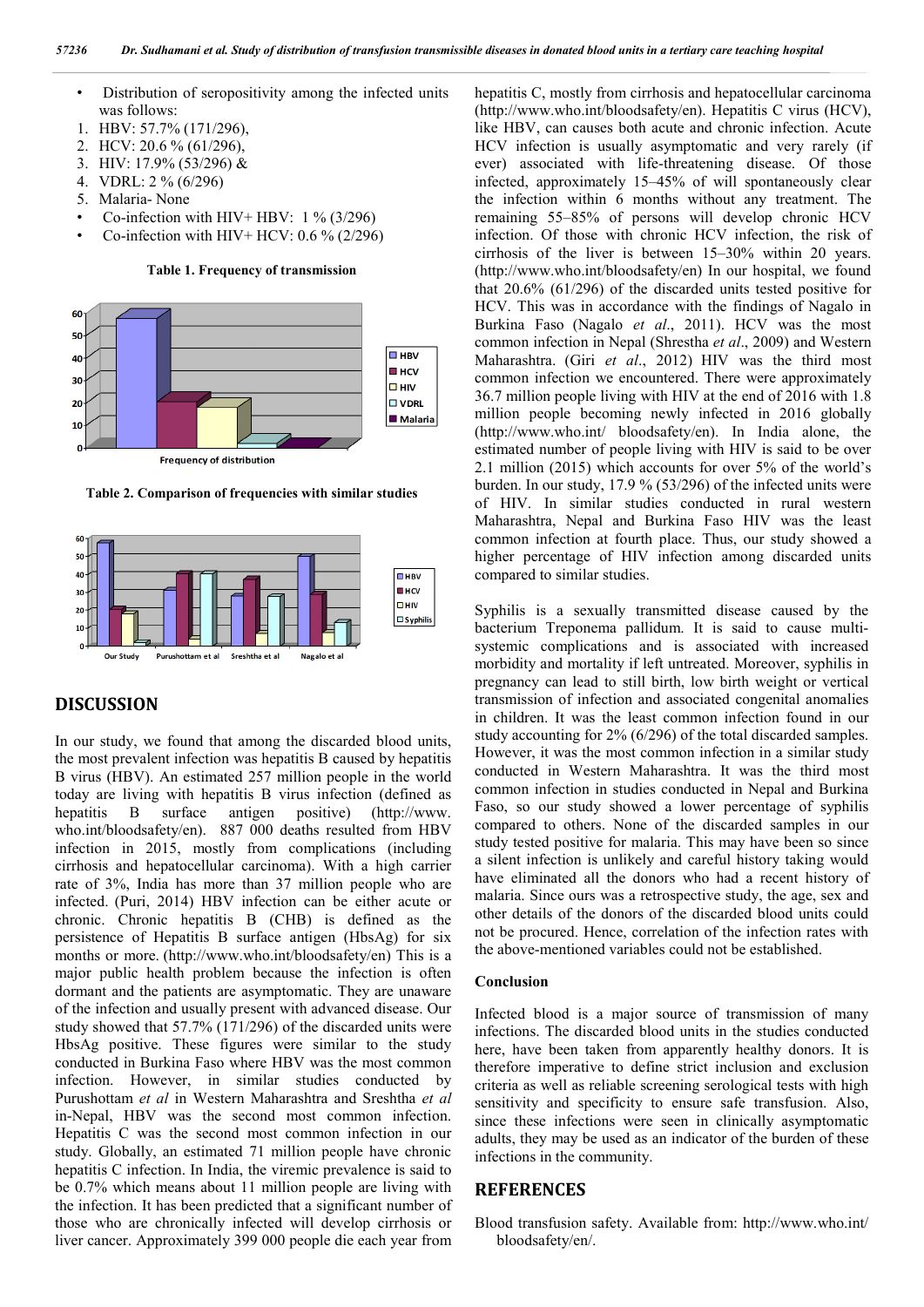- Distribution of seropositivity among the infected units was follows:

1. HBV: 57.7% (171/296),
2. HCV: 20.6 % (61/296),
3. HIV: 17.9% (53/296) &
4. VDRL: 2 % (6/296)
5. Malaria- None

- Co-infection with HIV+ HBV: 1 % (3/296)
- Co-infection with HIV+ HCV: 0.6 % (2/296)

**Table 1. Frequency of transmission**

**Table 2. Comparison of frequencies with similar studies**

## DISCUSSION

In our study, we found that among the discarded blood units, the most prevalent infection was hepatitis B caused by hepatitis B virus (HBV). An estimated 257 million people in the world today are living with hepatitis B virus infection (defined as hepatitis B surface antigen positive) (http://www.who.int/bloodsafety/en). 887 000 deaths resulted from HBV infection in 2015, mostly from complications (including cirrhosis and hepatocellular carcinoma). With a high carrier rate of 3%, India has more than 37 million people who are infected. (Puri, 2014) HBV infection can be either acute or chronic. Chronic hepatitis B (CHB) is defined as the persistence of Hepatitis B surface antigen (HbsAg) for six months or more. (http://www.who.int/bloodsafety/en) This is a major public health problem because the infection is often dormant and the patients are asymptomatic. They are unaware of the infection and usually present with advanced disease. Our study showed that 57.7% (171/296) of the discarded units were HbsAg positive. These figures were similar to the study conducted in Burkina Faso where HBV was the most common infection. However, in similar studies conducted by Purushottam *et al* in Western Maharashtra and Sreshtha *et al* in-Nepal, HBV was the second most common infection. Hepatitis C was the second most common infection in our study. Globally, an estimated 71 million people have chronic hepatitis C infection. In India, the viremic prevalence is said to be 0.7% which means about 11 million people are living with the infection. It has been predicted that a significant number of those who are chronically infected will develop cirrhosis or liver cancer. Approximately 399 000 people die each year from hepatitis C, mostly from cirrhosis and hepatocellular carcinoma (http://www.who.int/bloodsafety/en). Hepatitis C virus (HCV), like HBV, can causes both acute and chronic infection. Acute HCV infection is usually asymptomatic and very rarely (if ever) associated with life-threatening disease. Of those infected, approximately 15–45% of will spontaneously clear the infection within 6 months without any treatment. The remaining 55–85% of persons will develop chronic HCV infection. Of those with chronic HCV infection, the risk of cirrhosis of the liver is between 15–30% within 20 years. (http://www.who.int/bloodsafety/en) In our hospital, we found that 20.6% (61/296) of the discarded units tested positive for HCV. This was in accordance with the findings of Nagalo in Burkina Faso (Nagalo *et al.*, 2011). HCV was the most common infection in Nepal (Shrestha *et al*., 2009) and Western Maharashtra. (Giri *et al*., 2012) HIV was the third most common infection we encountered. There were approximately 36.7 million people living with HIV at the end of 2016 with 1.8 million people becoming newly infected in 2016 globally (http://www.who.int/ bloodsafety/en). In India alone, the estimated number of people living with HIV is said to be over 2.1 million (2015) which accounts for over 5% of the world's burden. In our study, 17.9 % (53/296) of the infected units were of HIV. In similar studies conducted in rural western Maharashtra, Nepal and Burkina Faso HIV was the least common infection at fourth place. Thus, our study showed a higher percentage of HIV infection among discarded units compared to similar studies.

Syphilis is a sexually transmitted disease caused by the bacterium Treponema pallidum. It is said to cause multi-systemic complications and is associated with increased morbidity and mortality if left untreated. Moreover, syphilis in pregnancy can lead to still birth, low birth weight or vertical transmission of infection and associated congenital anomalies in children. It was the least common infection found in our study accounting for 2% (6/296) of the total discarded samples. However, it was the most common infection in a similar study conducted in Western Maharashtra. It was the third most common infection in studies conducted in Nepal and Burkina Faso, so our study showed a lower percentage of syphilis compared to others. None of the discarded samples in our study tested positive for malaria. This may have been so since a silent infection is unlikely and careful history taking would have eliminated all the donors who had a recent history of malaria. Since ours was a retrospective study, the age, sex and other details of the donors of the discarded blood units could not be procured. Hence, correlation of the infection rates with the above-mentioned variables could not be established.

### Conclusion

Infected blood is a major source of transmission of many infections. The discarded blood units in the studies conducted here, have been taken from apparently healthy donors. It is therefore imperative to define strict inclusion and exclusion criteria as well as reliable screening serological tests with high sensitivity and specificity to ensure safe transfusion. Also, since these infections were seen in clinically asymptomatic adults, they may be used as an indicator of the burden of these infections in the community.

## REFERENCES

Blood transfusion safety. Available from: http://www.who.int/bloodsafety/en/.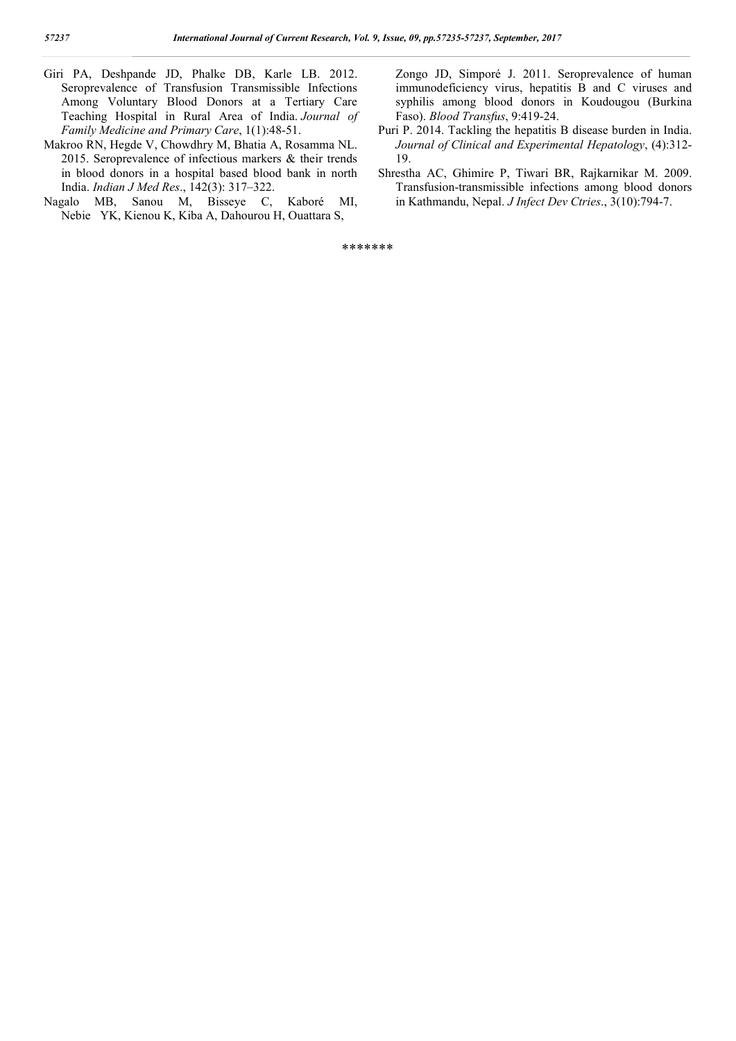Giri PA, Deshpande JD, Phalke DB, Karle LB. 2012. Seroprevalence of Transfusion Transmissible Infections Among Voluntary Blood Donors at a Tertiary Care Teaching Hospital in Rural Area of India. *Journal of Family Medicine and Primary Care*, 1(1):48-51.

Makroo RN, Hegde V, Chowdhry M, Bhatia A, Rosamma NL. 2015. Seroprevalence of infectious markers & their trends in blood donors in a hospital based blood bank in north India. *Indian J Med Res*., 142(3): 317–322.

Nagalo MB, Sanou M, Bisseye C, Kaboré MI, Nebie YK, Kienou K, Kiba A, Dahourou H, Ouattara S, Zongo JD, Simporé J. 2011. Seroprevalence of human immunodeficiency virus, hepatitis B and C viruses and syphilis among blood donors in Koudougou (Burkina Faso). *Blood Transfus*, 9:419-24.

Puri P. 2014. Tackling the hepatitis B disease burden in India. *Journal of Clinical and Experimental Hepatology*, (4):312-19.

Shrestha AC, Ghimire P, Tiwari BR, Rajkarnikar M. 2009. Transfusion-transmissible infections among blood donors in Kathmandu, Nepal. *J Infect Dev Ctries*., 3(10):794-7.

*******